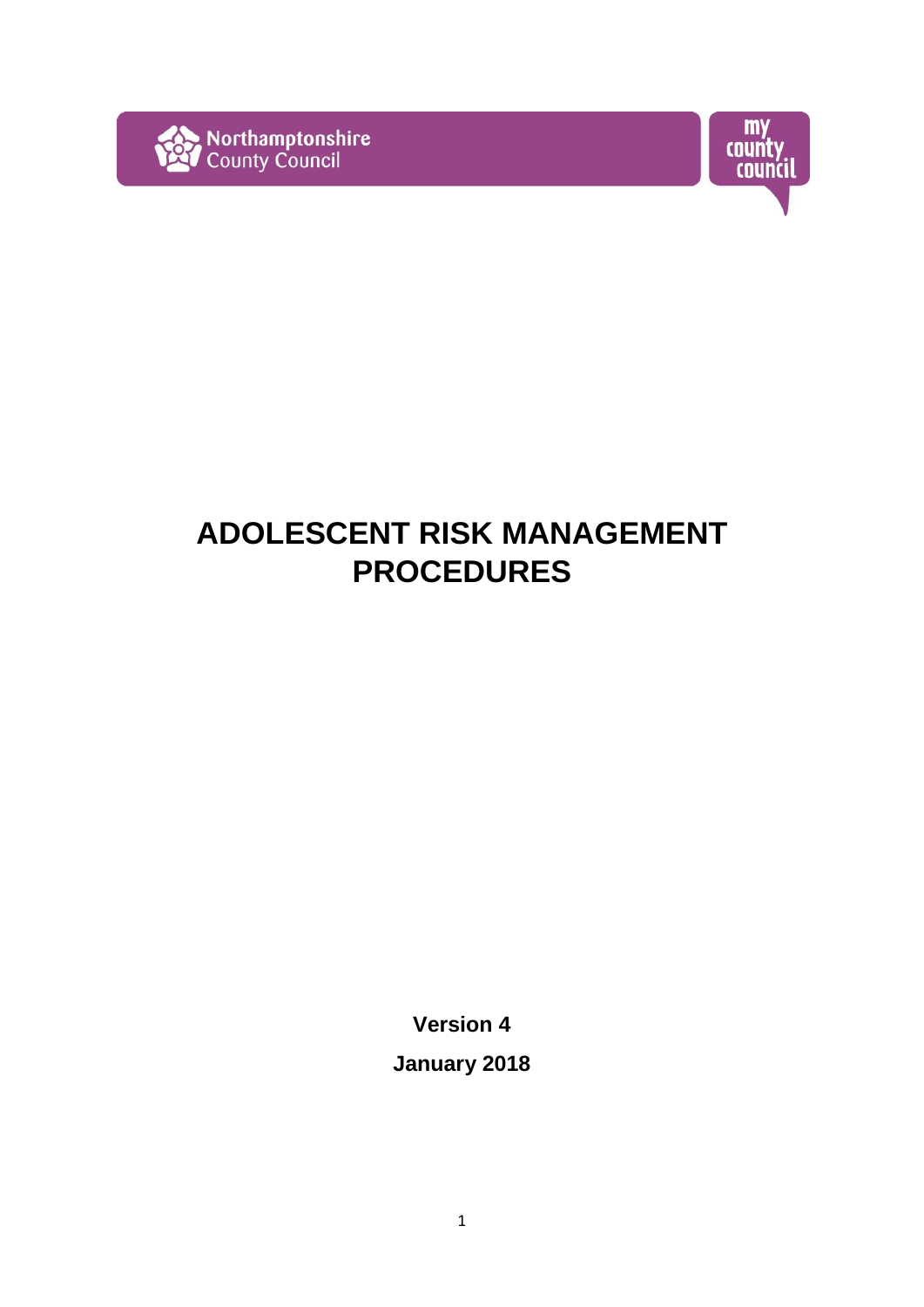Northamptonshire County Council

my county council

# ADOLESCENT RISK MANAGEMENT PROCEDURES

**Version 4**

**January 2018**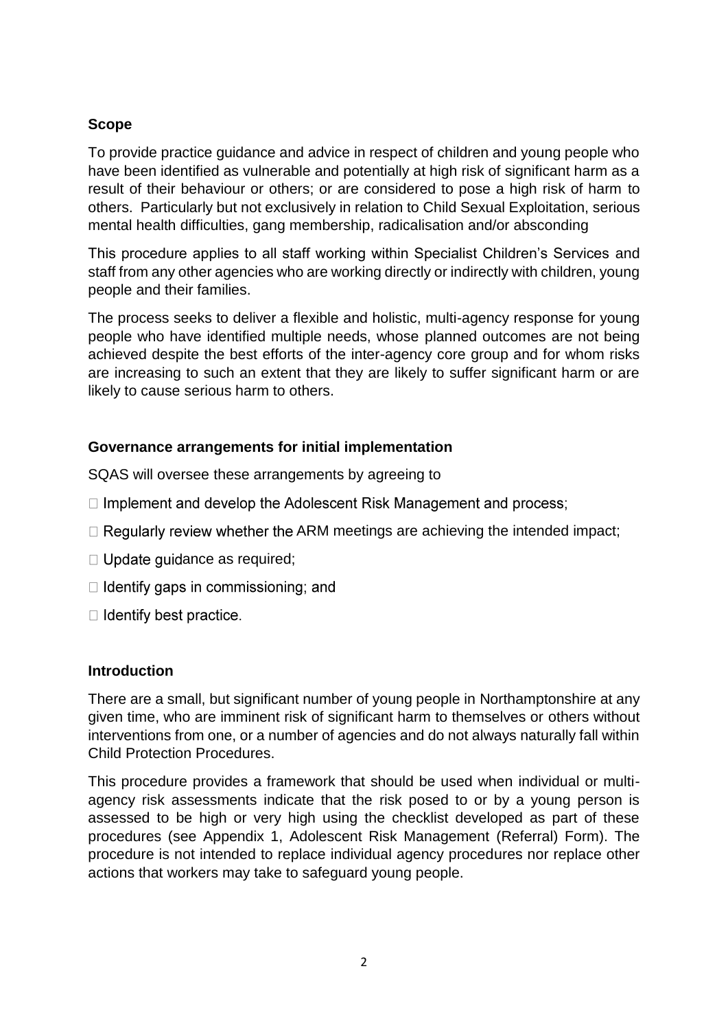## Scope

To provide practice guidance and advice in respect of children and young people who have been identified as vulnerable and potentially at high risk of significant harm as a result of their behaviour or others; or are considered to pose a high risk of harm to others. Particularly but not exclusively in relation to Child Sexual Exploitation, serious mental health difficulties, gang membership, radicalisation and/or absconding

This procedure applies to all staff working within Specialist Children's Services and staff from any other agencies who are working directly or indirectly with children, young people and their families.

The process seeks to deliver a flexible and holistic, multi-agency response for young people who have identified multiple needs, whose planned outcomes are not being achieved despite the best efforts of the inter-agency core group and for whom risks are increasing to such an extent that they are likely to suffer significant harm or are likely to cause serious harm to others.

## Governance arrangements for initial implementation

SQAS will oversee these arrangements by agreeing to

- Implement and develop the Adolescent Risk Management and process;
- Regularly review whether the ARM meetings are achieving the intended impact;
- Update guidance as required;
- Identify gaps in commissioning; and
- Identify best practice.

## Introduction

There are a small, but significant number of young people in Northamptonshire at any given time, who are imminent risk of significant harm to themselves or others without interventions from one, or a number of agencies and do not always naturally fall within Child Protection Procedures.

This procedure provides a framework that should be used when individual or multi-agency risk assessments indicate that the risk posed to or by a young person is assessed to be high or very high using the checklist developed as part of these procedures (see Appendix 1, Adolescent Risk Management (Referral) Form). The procedure is not intended to replace individual agency procedures nor replace other actions that workers may take to safeguard young people.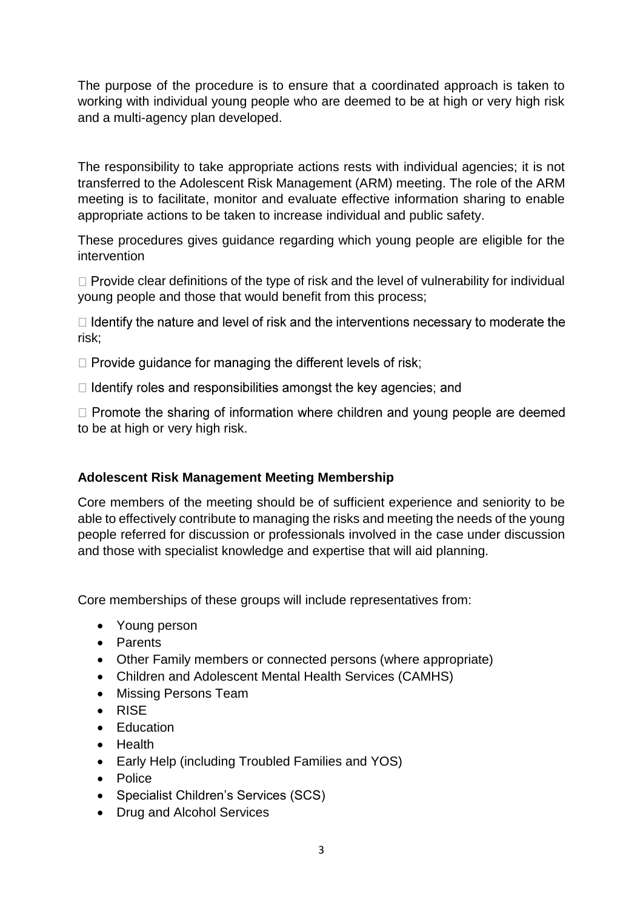The purpose of the procedure is to ensure that a coordinated approach is taken to working with individual young people who are deemed to be at high or very high risk and a multi-agency plan developed.

The responsibility to take appropriate actions rests with individual agencies; it is not transferred to the Adolescent Risk Management (ARM) meeting. The role of the ARM meeting is to facilitate, monitor and evaluate effective information sharing to enable appropriate actions to be taken to increase individual and public safety.

These procedures gives guidance regarding which young people are eligible for the intervention

- Provide clear definitions of the type of risk and the level of vulnerability for individual young people and those that would benefit from this process;
- Identify the nature and level of risk and the interventions necessary to moderate the risk;
- Provide guidance for managing the different levels of risk;
- Identify roles and responsibilities amongst the key agencies; and
- Promote the sharing of information where children and young people are deemed to be at high or very high risk.

**Adolescent Risk Management Meeting Membership**

Core members of the meeting should be of sufficient experience and seniority to be able to effectively contribute to managing the risks and meeting the needs of the young people referred for discussion or professionals involved in the case under discussion and those with specialist knowledge and expertise that will aid planning.

Core memberships of these groups will include representatives from:

- Young person
- Parents
- Other Family members or connected persons (where appropriate)
- Children and Adolescent Mental Health Services (CAMHS)
- Missing Persons Team
- RISE
- Education
- Health
- Early Help (including Troubled Families and YOS)
- Police
- Specialist Children's Services (SCS)
- Drug and Alcohol Services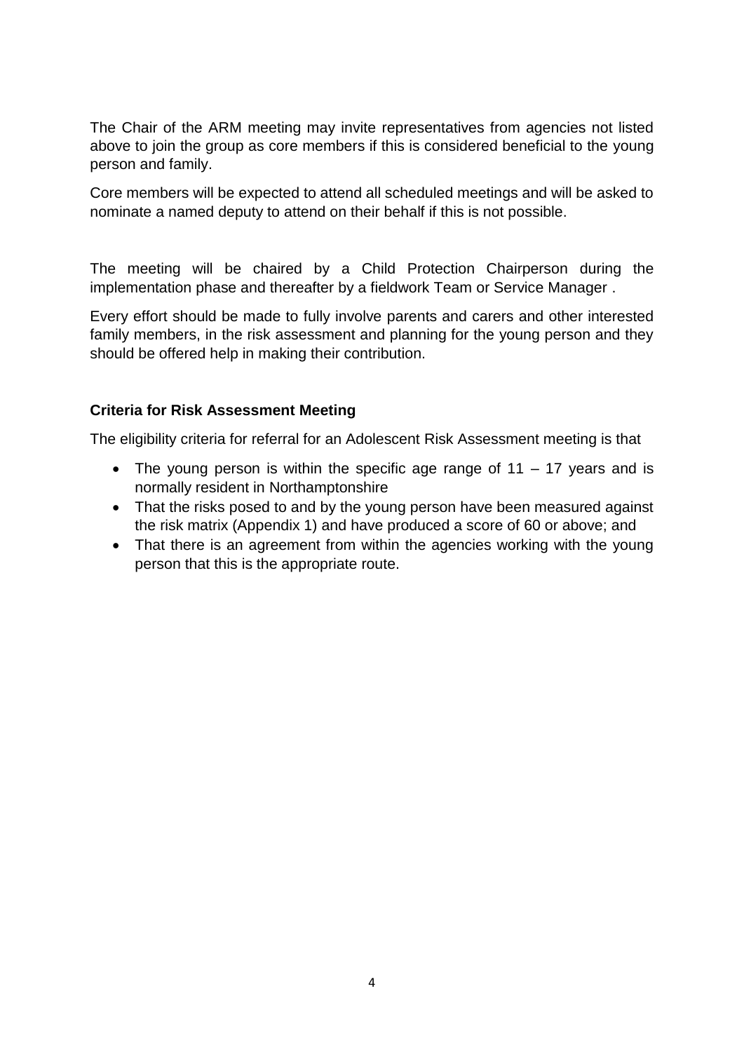The Chair of the ARM meeting may invite representatives from agencies not listed above to join the group as core members if this is considered beneficial to the young person and family.

Core members will be expected to attend all scheduled meetings and will be asked to nominate a named deputy to attend on their behalf if this is not possible.

The meeting will be chaired by a Child Protection Chairperson during the implementation phase and thereafter by a fieldwork Team or Service Manager .

Every effort should be made to fully involve parents and carers and other interested family members, in the risk assessment and planning for the young person and they should be offered help in making their contribution.

**Criteria for Risk Assessment Meeting**

The eligibility criteria for referral for an Adolescent Risk Assessment meeting is that

- The young person is within the specific age range of 11 – 17 years and is normally resident in Northamptonshire
- That the risks posed to and by the young person have been measured against the risk matrix (Appendix 1) and have produced a score of 60 or above; and
- That there is an agreement from within the agencies working with the young person that this is the appropriate route.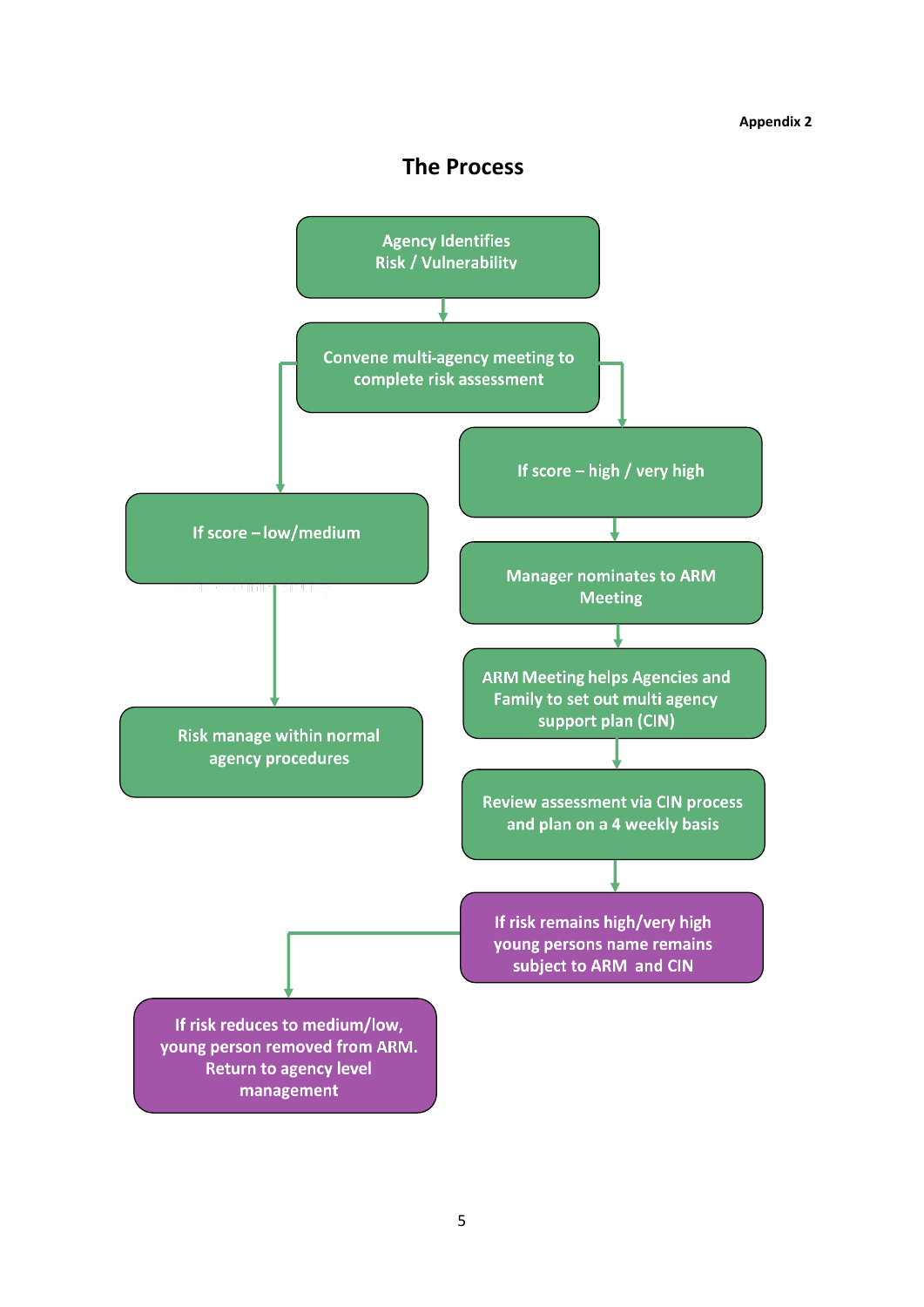Appendix 2

# The Process

Agency Identifies Risk / Vulnerability

Convene multi-agency meeting to complete risk assessment

If score – low/medium

Risk manage within normal agency procedures

If score – high / very high

Manager nominates to ARM Meeting

ARM Meeting helps Agencies and Family to set out multi agency support plan (CIN)

Review assessment via CIN process and plan on a 4 weekly basis

If risk remains high/very high young persons name remains subject to ARM and CIN

If risk reduces to medium/low, young person removed from ARM. Return to agency level management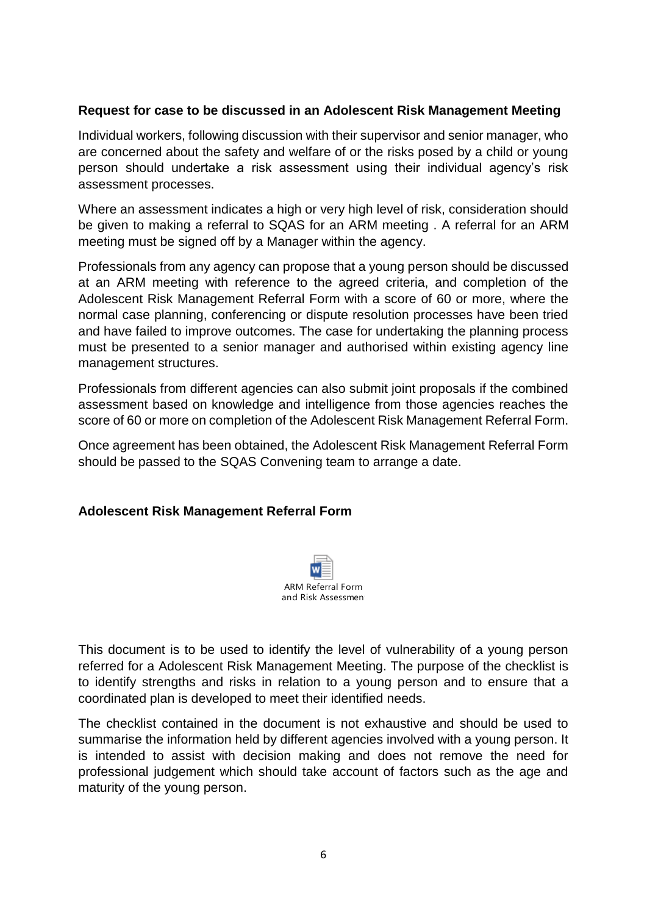**Request for case to be discussed in an Adolescent Risk Management Meeting**

Individual workers, following discussion with their supervisor and senior manager, who are concerned about the safety and welfare of or the risks posed by a child or young person should undertake a risk assessment using their individual agency's risk assessment processes.

Where an assessment indicates a high or very high level of risk, consideration should be given to making a referral to SQAS for an ARM meeting . A referral for an ARM meeting must be signed off by a Manager within the agency.

Professionals from any agency can propose that a young person should be discussed at an ARM meeting with reference to the agreed criteria, and completion of the Adolescent Risk Management Referral Form with a score of 60 or more, where the normal case planning, conferencing or dispute resolution processes have been tried and have failed to improve outcomes. The case for undertaking the planning process must be presented to a senior manager and authorised within existing agency line management structures.

Professionals from different agencies can also submit joint proposals if the combined assessment based on knowledge and intelligence from those agencies reaches the score of 60 or more on completion of the Adolescent Risk Management Referral Form.

Once agreement has been obtained, the Adolescent Risk Management Referral Form should be passed to the SQAS Convening team to arrange a date.

**Adolescent Risk Management Referral Form**

ARM Referral Form and Risk Assessmen

This document is to be used to identify the level of vulnerability of a young person referred for a Adolescent Risk Management Meeting. The purpose of the checklist is to identify strengths and risks in relation to a young person and to ensure that a coordinated plan is developed to meet their identified needs.

The checklist contained in the document is not exhaustive and should be used to summarise the information held by different agencies involved with a young person. It is intended to assist with decision making and does not remove the need for professional judgement which should take account of factors such as the age and maturity of the young person.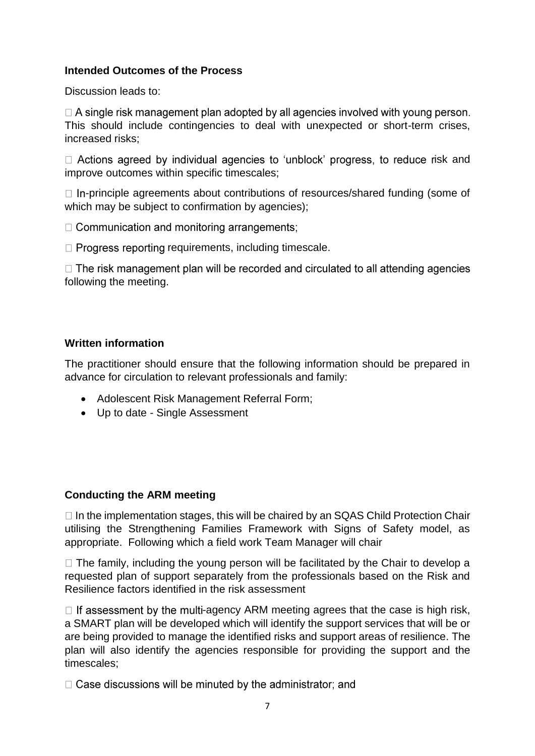### Intended Outcomes of the Process

Discussion leads to:

- A single risk management plan adopted by all agencies involved with young person. This should include contingencies to deal with unexpected or short-term crises, increased risks;
- Actions agreed by individual agencies to 'unblock' progress, to reduce risk and improve outcomes within specific timescales;
- In-principle agreements about contributions of resources/shared funding (some of which may be subject to confirmation by agencies);
- Communication and monitoring arrangements;
- Progress reporting requirements, including timescale.
- The risk management plan will be recorded and circulated to all attending agencies following the meeting.

### Written information

The practitioner should ensure that the following information should be prepared in advance for circulation to relevant professionals and family:

- Adolescent Risk Management Referral Form;
- Up to date - Single Assessment

### Conducting the ARM meeting

- In the implementation stages, this will be chaired by an SQAS Child Protection Chair utilising the Strengthening Families Framework with Signs of Safety model, as appropriate. Following which a field work Team Manager will chair
- The family, including the young person will be facilitated by the Chair to develop a requested plan of support separately from the professionals based on the Risk and Resilience factors identified in the risk assessment
- If assessment by the multi-agency ARM meeting agrees that the case is high risk, a SMART plan will be developed which will identify the support services that will be or are being provided to manage the identified risks and support areas of resilience. The plan will also identify the agencies responsible for providing the support and the timescales;
- Case discussions will be minuted by the administrator; and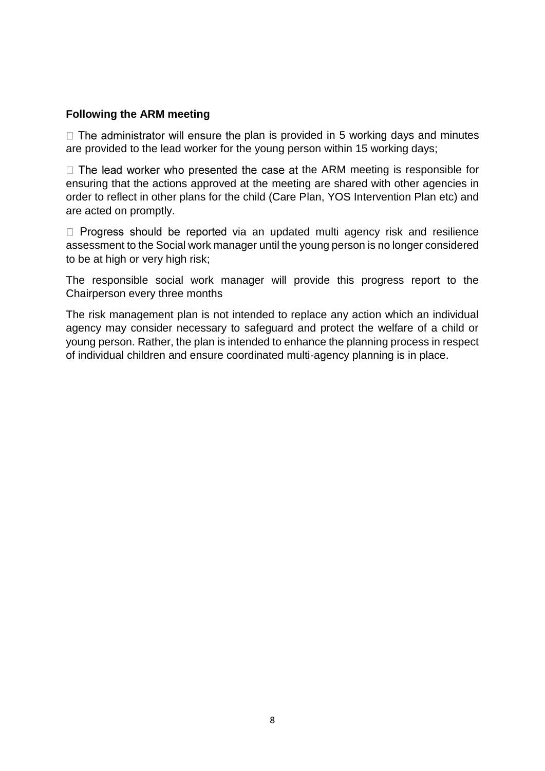**Following the ARM meeting**

- The administrator will ensure the plan is provided in 5 working days and minutes are provided to the lead worker for the young person within 15 working days;

- The lead worker who presented the case at the ARM meeting is responsible for ensuring that the actions approved at the meeting are shared with other agencies in order to reflect in other plans for the child (Care Plan, YOS Intervention Plan etc) and are acted on promptly.

- Progress should be reported via an updated multi agency risk and resilience assessment to the Social work manager until the young person is no longer considered to be at high or very high risk;

The responsible social work manager will provide this progress report to the Chairperson every three months

The risk management plan is not intended to replace any action which an individual agency may consider necessary to safeguard and protect the welfare of a child or young person. Rather, the plan is intended to enhance the planning process in respect of individual children and ensure coordinated multi-agency planning is in place.